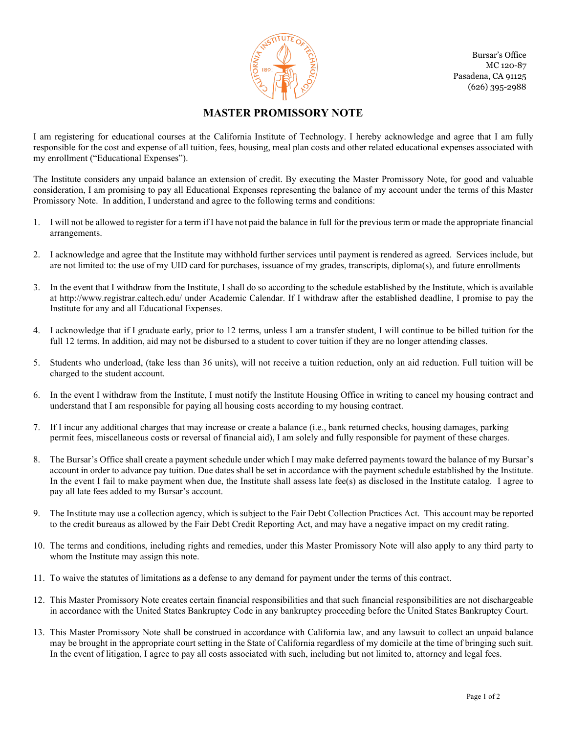Bursar's Office
MC 120-87
Pasadena, CA 91125
(626) 395-2988

# MASTER PROMISSORY NOTE

I am registering for educational courses at the California Institute of Technology. I hereby acknowledge and agree that I am fully responsible for the cost and expense of all tuition, fees, housing, meal plan costs and other related educational expenses associated with my enrollment ("Educational Expenses").

The Institute considers any unpaid balance an extension of credit. By executing the Master Promissory Note, for good and valuable consideration, I am promising to pay all Educational Expenses representing the balance of my account under the terms of this Master Promissory Note. In addition, I understand and agree to the following terms and conditions:

1. I will not be allowed to register for a term if I have not paid the balance in full for the previous term or made the appropriate financial arrangements.

2. I acknowledge and agree that the Institute may withhold further services until payment is rendered as agreed. Services include, but are not limited to: the use of my UID card for purchases, issuance of my grades, transcripts, diploma(s), and future enrollments

3. In the event that I withdraw from the Institute, I shall do so according to the schedule established by the Institute, which is available at http://www.registrar.caltech.edu/ under Academic Calendar. If I withdraw after the established deadline, I promise to pay the Institute for any and all Educational Expenses.

4. I acknowledge that if I graduate early, prior to 12 terms, unless I am a transfer student, I will continue to be billed tuition for the full 12 terms. In addition, aid may not be disbursed to a student to cover tuition if they are no longer attending classes.

5. Students who underload, (take less than 36 units), will not receive a tuition reduction, only an aid reduction. Full tuition will be charged to the student account.

6. In the event I withdraw from the Institute, I must notify the Institute Housing Office in writing to cancel my housing contract and understand that I am responsible for paying all housing costs according to my housing contract.

7. If I incur any additional charges that may increase or create a balance (i.e., bank returned checks, housing damages, parking permit fees, miscellaneous costs or reversal of financial aid), I am solely and fully responsible for payment of these charges.

8. The Bursar's Office shall create a payment schedule under which I may make deferred payments toward the balance of my Bursar's account in order to advance pay tuition. Due dates shall be set in accordance with the payment schedule established by the Institute. In the event I fail to make payment when due, the Institute shall assess late fee(s) as disclosed in the Institute catalog. I agree to pay all late fees added to my Bursar's account.

9. The Institute may use a collection agency, which is subject to the Fair Debt Collection Practices Act. This account may be reported to the credit bureaus as allowed by the Fair Debt Credit Reporting Act, and may have a negative impact on my credit rating.

10. The terms and conditions, including rights and remedies, under this Master Promissory Note will also apply to any third party to whom the Institute may assign this note.

11. To waive the statutes of limitations as a defense to any demand for payment under the terms of this contract.

12. This Master Promissory Note creates certain financial responsibilities and that such financial responsibilities are not dischargeable in accordance with the United States Bankruptcy Code in any bankruptcy proceeding before the United States Bankruptcy Court.

13. This Master Promissory Note shall be construed in accordance with California law, and any lawsuit to collect an unpaid balance may be brought in the appropriate court setting in the State of California regardless of my domicile at the time of bringing such suit. In the event of litigation, I agree to pay all costs associated with such, including but not limited to, attorney and legal fees.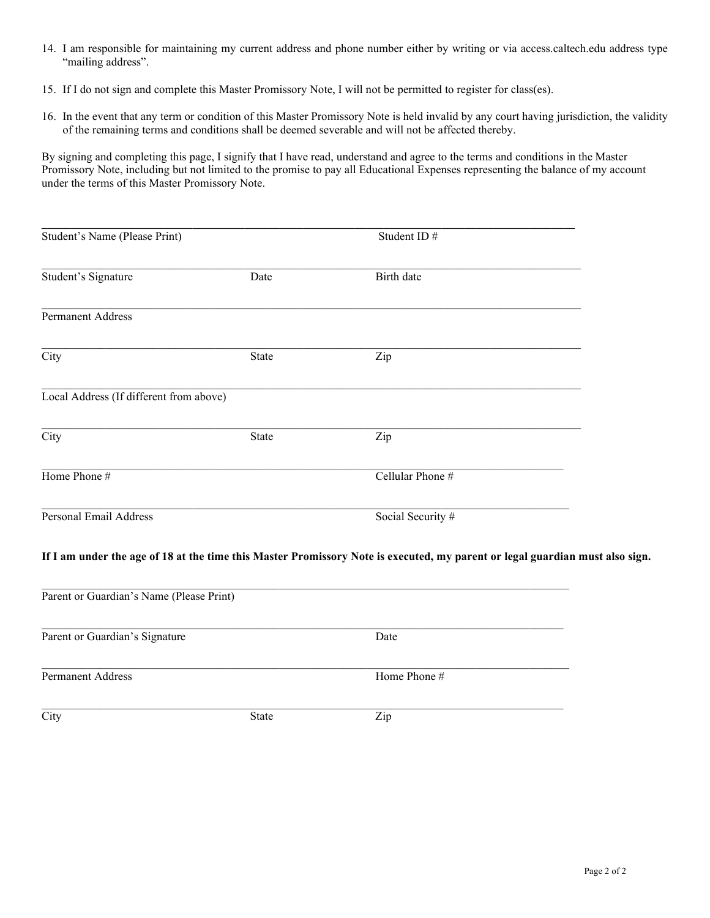14. I am responsible for maintaining my current address and phone number either by writing or via access.caltech.edu address type "mailing address".

15. If I do not sign and complete this Master Promissory Note, I will not be permitted to register for class(es).

16. In the event that any term or condition of this Master Promissory Note is held invalid by any court having jurisdiction, the validity of the remaining terms and conditions shall be deemed severable and will not be affected thereby.

By signing and completing this page, I signify that I have read, understand and agree to the terms and conditions in the Master Promissory Note, including but not limited to the promise to pay all Educational Expenses representing the balance of my account under the terms of this Master Promissory Note.

\_\_\_\_\_\_\_\_\_\_\_\_\_\_\_\_\_\_\_\_\_\_\_\_\_\_\_\_\_\_\_\_\_\_\_\_\_\_\_\_\_\_\_\_\_\_\_\_\_\_\_\_\_\_\_\_\_\_\_\_\_\_\_\_\_\_\_\_\_\_\_\_\_\_\_\_\_\_\_\_

Student's Name (Please Print) Student ID #

\_\_\_\_\_\_\_\_\_\_\_\_\_\_\_\_\_\_\_\_\_\_\_\_\_\_\_\_\_\_\_\_\_\_\_\_\_\_\_\_\_\_\_\_\_\_\_\_\_\_\_\_\_\_\_\_\_\_\_\_\_\_\_\_\_\_\_\_\_\_\_\_\_\_\_\_\_\_\_\_

Student's Signature Date Birth date

\_\_\_\_\_\_\_\_\_\_\_\_\_\_\_\_\_\_\_\_\_\_\_\_\_\_\_\_\_\_\_\_\_\_\_\_\_\_\_\_\_\_\_\_\_\_\_\_\_\_\_\_\_\_\_\_\_\_\_\_\_\_\_\_\_\_\_\_\_\_\_\_\_\_\_\_\_\_\_\_

Permanent Address

\_\_\_\_\_\_\_\_\_\_\_\_\_\_\_\_\_\_\_\_\_\_\_\_\_\_\_\_\_\_\_\_\_\_\_\_\_\_\_\_\_\_\_\_\_\_\_\_\_\_\_\_\_\_\_\_\_\_\_\_\_\_\_\_\_\_\_\_\_\_\_\_\_\_\_\_\_\_\_\_

City State Zip

\_\_\_\_\_\_\_\_\_\_\_\_\_\_\_\_\_\_\_\_\_\_\_\_\_\_\_\_\_\_\_\_\_\_\_\_\_\_\_\_\_\_\_\_\_\_\_\_\_\_\_\_\_\_\_\_\_\_\_\_\_\_\_\_\_\_\_\_\_\_\_\_\_\_\_\_\_\_\_\_

Local Address (If different from above)

\_\_\_\_\_\_\_\_\_\_\_\_\_\_\_\_\_\_\_\_\_\_\_\_\_\_\_\_\_\_\_\_\_\_\_\_\_\_\_\_\_\_\_\_\_\_\_\_\_\_\_\_\_\_\_\_\_\_\_\_\_\_\_\_\_\_\_\_\_\_\_\_\_\_\_\_\_\_\_\_

City State Zip

\_\_\_\_\_\_\_\_\_\_\_\_\_\_\_\_\_\_\_\_\_\_\_\_\_\_\_\_\_\_\_\_\_\_\_\_\_\_\_\_\_\_\_\_\_\_\_\_\_\_\_\_\_\_\_\_\_\_\_\_\_\_\_\_\_\_\_\_\_\_\_\_\_\_\_\_\_\_\_\_

Home Phone # Cellular Phone #

\_\_\_\_\_\_\_\_\_\_\_\_\_\_\_\_\_\_\_\_\_\_\_\_\_\_\_\_\_\_\_\_\_\_\_\_\_\_\_\_\_\_\_\_\_\_\_\_\_\_\_\_\_\_\_\_\_\_\_\_\_\_\_\_\_\_\_\_\_\_\_\_\_\_\_\_\_\_\_\_

Personal Email Address Social Security #

**If I am under the age of 18 at the time this Master Promissory Note is executed, my parent or legal guardian must also sign.**

\_\_\_\_\_\_\_\_\_\_\_\_\_\_\_\_\_\_\_\_\_\_\_\_\_\_\_\_\_\_\_\_\_\_\_\_\_\_\_\_\_\_\_\_\_\_\_\_\_\_\_\_\_\_\_\_\_\_\_\_\_\_\_\_\_\_\_\_\_\_\_\_\_\_\_\_\_\_\_\_

Parent or Guardian's Name (Please Print)

\_\_\_\_\_\_\_\_\_\_\_\_\_\_\_\_\_\_\_\_\_\_\_\_\_\_\_\_\_\_\_\_\_\_\_\_\_\_\_\_\_\_\_\_\_\_\_\_\_\_\_\_\_\_\_\_\_\_\_\_\_\_\_\_\_\_\_\_\_\_\_\_\_\_\_\_\_\_\_\_

Parent or Guardian's Signature Date

\_\_\_\_\_\_\_\_\_\_\_\_\_\_\_\_\_\_\_\_\_\_\_\_\_\_\_\_\_\_\_\_\_\_\_\_\_\_\_\_\_\_\_\_\_\_\_\_\_\_\_\_\_\_\_\_\_\_\_\_\_\_\_\_\_\_\_\_\_\_\_\_\_\_\_\_\_\_\_\_

Permanent Address Home Phone #

\_\_\_\_\_\_\_\_\_\_\_\_\_\_\_\_\_\_\_\_\_\_\_\_\_\_\_\_\_\_\_\_\_\_\_\_\_\_\_\_\_\_\_\_\_\_\_\_\_\_\_\_\_\_\_\_\_\_\_\_\_\_\_\_\_\_\_\_\_\_\_\_\_\_\_\_\_\_\_\_

City State Zip